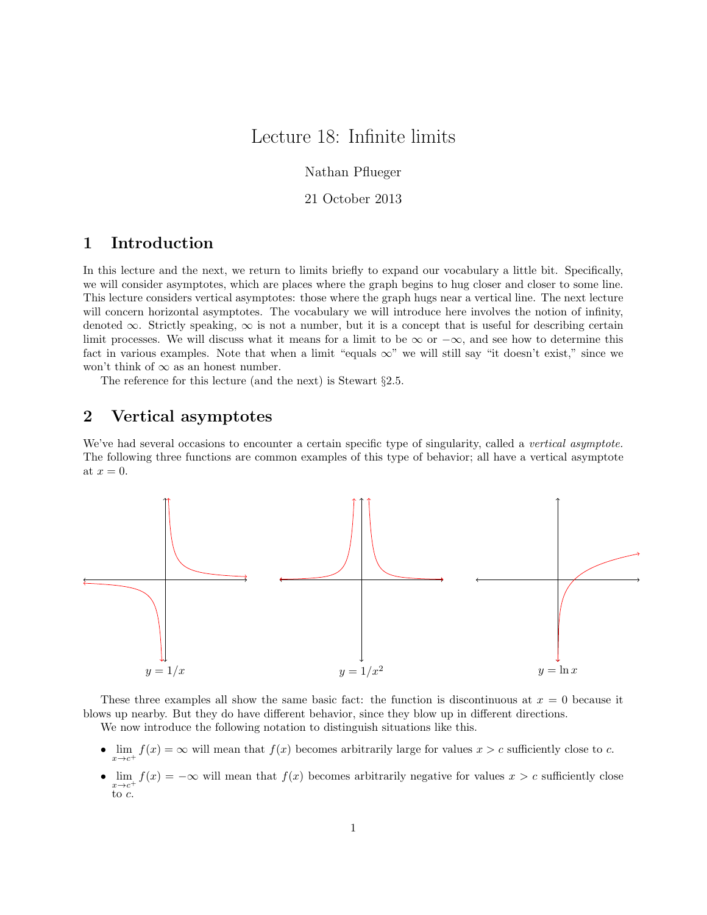# Lecture 18: Infinite limits

Nathan Pflueger

21 October 2013

## 1 Introduction

In this lecture and the next, we return to limits briefly to expand our vocabulary a little bit. Specifically, we will consider asymptotes, which are places where the graph begins to hug closer and closer to some line. This lecture considers vertical asymptotes: those where the graph hugs near a vertical line. The next lecture will concern horizontal asymptotes. The vocabulary we will introduce here involves the notion of infinity, denoted $\infty$. Strictly speaking, $\infty$ is not a number, but it is a concept that is useful for describing certain limit processes. We will discuss what it means for a limit to be $\infty$ or $-\infty$, and see how to determine this fact in various examples. Note that when a limit "equals $\infty$" we will still say "it doesn't exist," since we won't think of $\infty$ as an honest number.

The reference for this lecture (and the next) is Stewart §2.5.

## 2 Vertical asymptotes

We've had several occasions to encounter a certain specific type of singularity, called a *vertical asymptote.* The following three functions are common examples of this type of behavior; all have a vertical asymptote at $x = 0$.

$y = 1/x$ $\qquad$ $y = 1/x^2$ $\qquad$ $y = \ln x$

These three examples all show the same basic fact: the function is discontinuous at $x = 0$ because it blows up nearby. But they do have different behavior, since they blow up in different directions.

We now introduce the following notation to distinguish situations like this.

- $\lim_{x \to c^+} f(x) = \infty$ will mean that $f(x)$ becomes arbitrarily large for values $x > c$ sufficiently close to $c$.
- $\lim_{x \to c^+} f(x) = -\infty$ will mean that $f(x)$ becomes arbitrarily negative for values $x > c$ sufficiently close to $c$.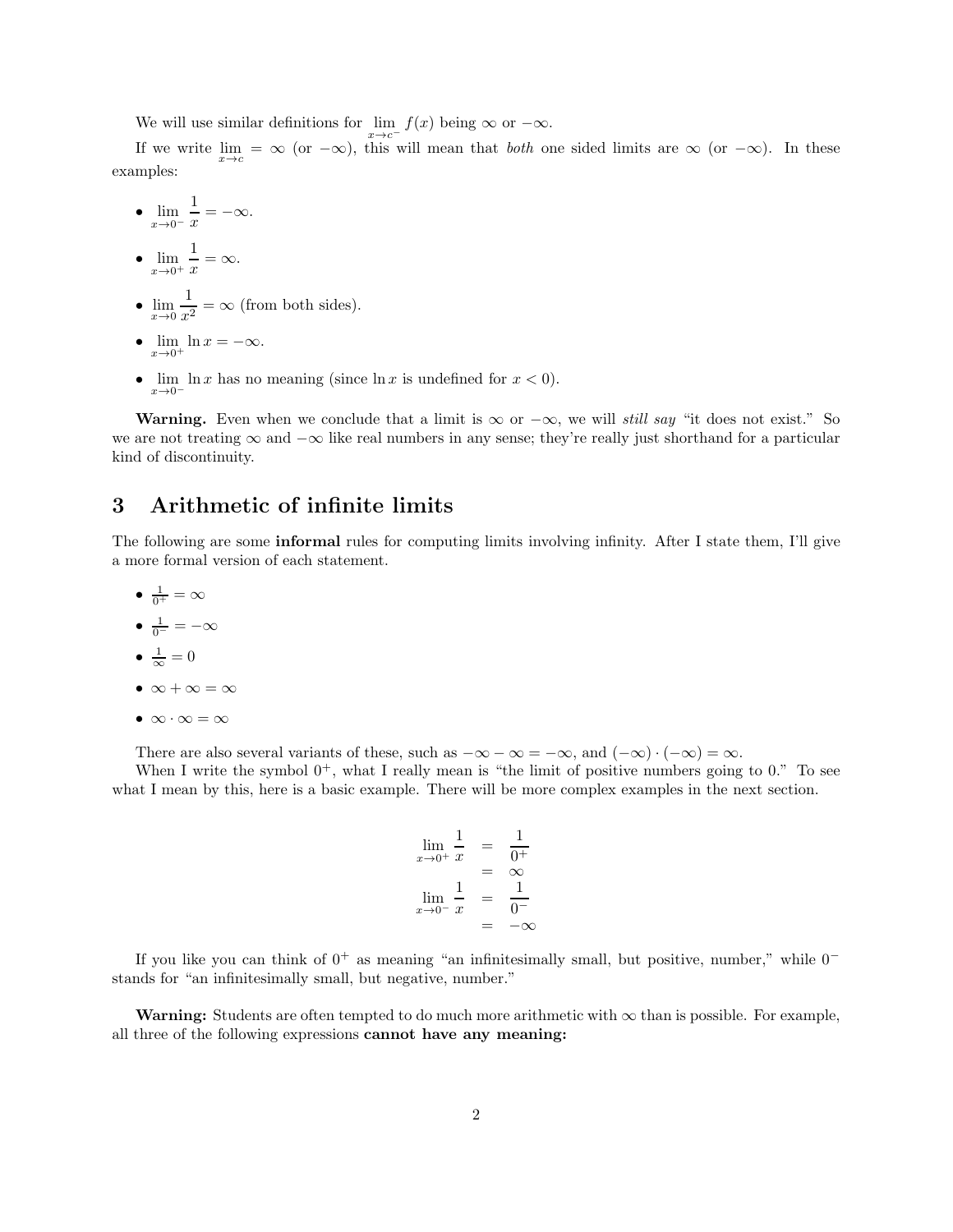We will use similar definitions for $\lim_{x \to c^-} f(x)$ being $\infty$ or $-\infty$.

If we write $\lim_{x \to c} = \infty$ (or $-\infty$), this will mean that *both* one sided limits are $\infty$ (or $-\infty$). In these examples:

- $\lim_{x \to 0^-} \frac{1}{x} = -\infty$.
- $\lim_{x \to 0^+} \frac{1}{x} = \infty$.
- $\lim_{x \to 0} \frac{1}{x^2} = \infty$ (from both sides).
- $\lim_{x \to 0^+} \ln x = -\infty$.
- $\lim_{x \to 0^-} \ln x$ has no meaning (since $\ln x$ is undefined for $x < 0$).

**Warning.** Even when we conclude that a limit is $\infty$ or $-\infty$, we will *still say* "it does not exist." So we are not treating $\infty$ and $-\infty$ like real numbers in any sense; they're really just shorthand for a particular kind of discontinuity.

## 3 Arithmetic of infinite limits

The following are some **informal** rules for computing limits involving infinity. After I state them, I'll give a more formal version of each statement.

- $\frac{1}{0^+} = \infty$
- $\frac{1}{0^-} = -\infty$
- $\frac{1}{\infty} = 0$
- $\infty + \infty = \infty$
- $\infty \cdot \infty = \infty$

There are also several variants of these, such as $-\infty - \infty = -\infty$, and $(-\infty) \cdot (-\infty) = \infty$.

When I write the symbol $0^+$, what I really mean is "the limit of positive numbers going to 0." To see what I mean by this, here is a basic example. There will be more complex examples in the next section.

$$
\begin{aligned}
\lim_{x \to 0^+} \frac{1}{x} &= \frac{1}{0^+} \\
&= \infty \\
\lim_{x \to 0^-} \frac{1}{x} &= \frac{1}{0^-} \\
&= -\infty
\end{aligned}
$$

If you like you can think of $0^+$ as meaning "an infinitesimally small, but positive, number," while $0^-$ stands for "an infinitesimally small, but negative, number."

**Warning:** Students are often tempted to do much more arithmetic with $\infty$ than is possible. For example, all three of the following expressions **cannot have any meaning:**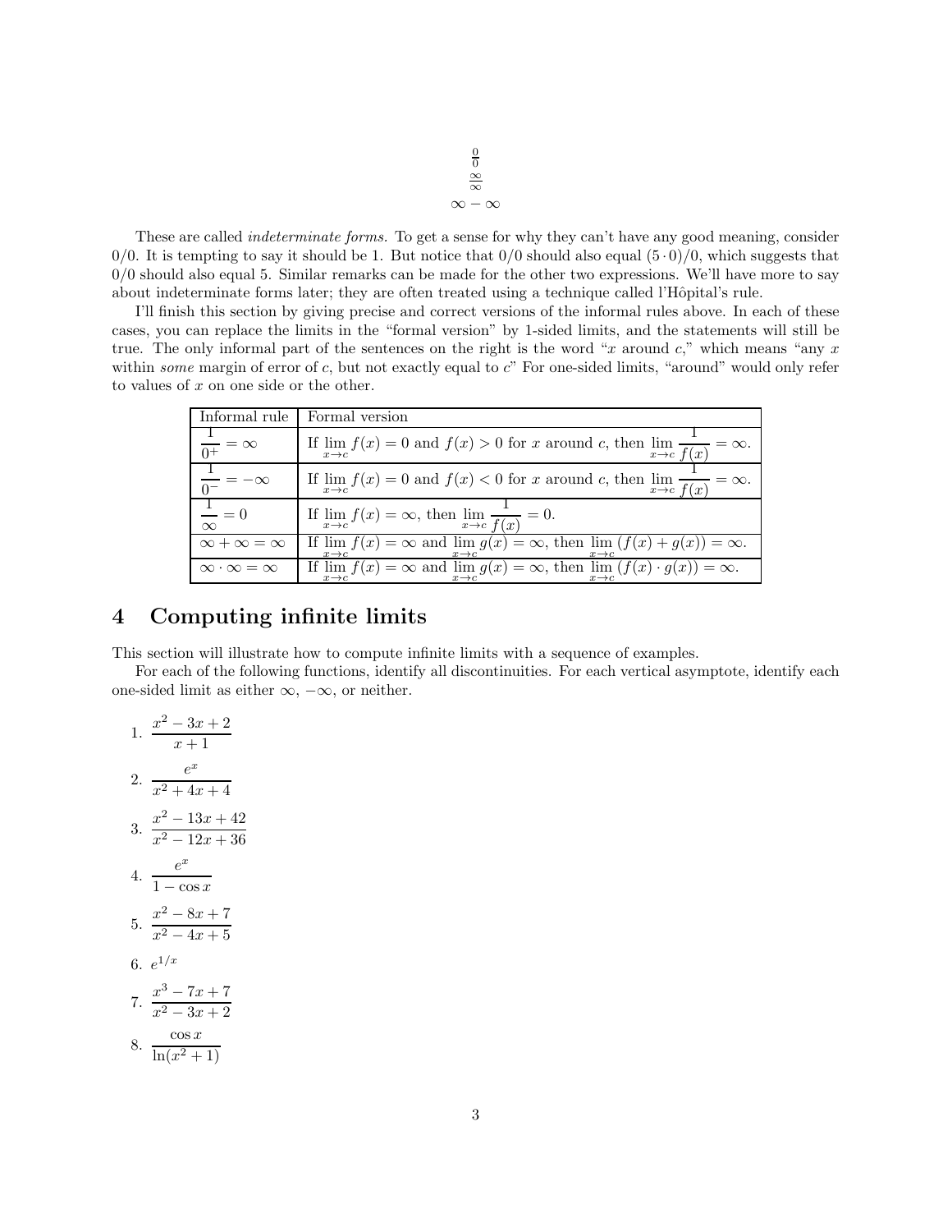$$\frac{0}{0}$$
$$\frac{\infty}{\infty}$$
$$\infty - \infty$$

These are called *indeterminate forms.* To get a sense for why they can't have any good meaning, consider $0/0$. It is tempting to say it should be 1. But notice that $0/0$ should also equal $(5 \cdot 0)/0$, which suggests that $0/0$ should also equal 5. Similar remarks can be made for the other two expressions. We'll have more to say about indeterminate forms later; they are often treated using a technique called l'Hôpital's rule.

I'll finish this section by giving precise and correct versions of the informal rules above. In each of these cases, you can replace the limits in the "formal version" by 1-sided limits, and the statements will still be true. The only informal part of the sentences on the right is the word "$x$ around $c$," which means "any $x$ within *some* margin of error of $c$, but not exactly equal to $c$" For one-sided limits, "around" would only refer to values of $x$ on one side or the other.

| Informal rule | Formal version |
|---|---|
| $\frac{1}{0^+} = \infty$ | If $\lim_{x \to c} f(x) = 0$ and $f(x) > 0$ for $x$ around $c$, then $\lim_{x \to c} \frac{1}{f(x)} = \infty$. |
| $\frac{1}{0^-} = -\infty$ | If $\lim_{x \to c} f(x) = 0$ and $f(x) < 0$ for $x$ around $c$, then $\lim_{x \to c} \frac{1}{f(x)} = \infty$. |
| $\frac{1}{\infty} = 0$ | If $\lim_{x \to c} f(x) = \infty$, then $\lim_{x \to c} \frac{1}{f(x)} = 0$. |
| $\infty + \infty = \infty$ | If $\lim_{x \to c} f(x) = \infty$ and $\lim_{x \to c} g(x) = \infty$, then $\lim_{x \to c} (f(x) + g(x)) = \infty$. |
| $\infty \cdot \infty = \infty$ | If $\lim_{x \to c} f(x) = \infty$ and $\lim_{x \to c} g(x) = \infty$, then $\lim_{x \to c} (f(x) \cdot g(x)) = \infty$. |

# 4 Computing infinite limits

This section will illustrate how to compute infinite limits with a sequence of examples.

For each of the following functions, identify all discontinuities. For each vertical asymptote, identify each one-sided limit as either $\infty$, $-\infty$, or neither.

1. $\dfrac{x^2 - 3x + 2}{x + 1}$
2. $\dfrac{e^x}{x^2 + 4x + 4}$
3. $\dfrac{x^2 - 13x + 42}{x^2 - 12x + 36}$
4. $\dfrac{e^x}{1 - \cos x}$
5. $\dfrac{x^2 - 8x + 7}{x^2 - 4x + 5}$
6. $e^{1/x}$
7. $\dfrac{x^3 - 7x + 7}{x^2 - 3x + 2}$
8. $\dfrac{\cos x}{\ln(x^2 + 1)}$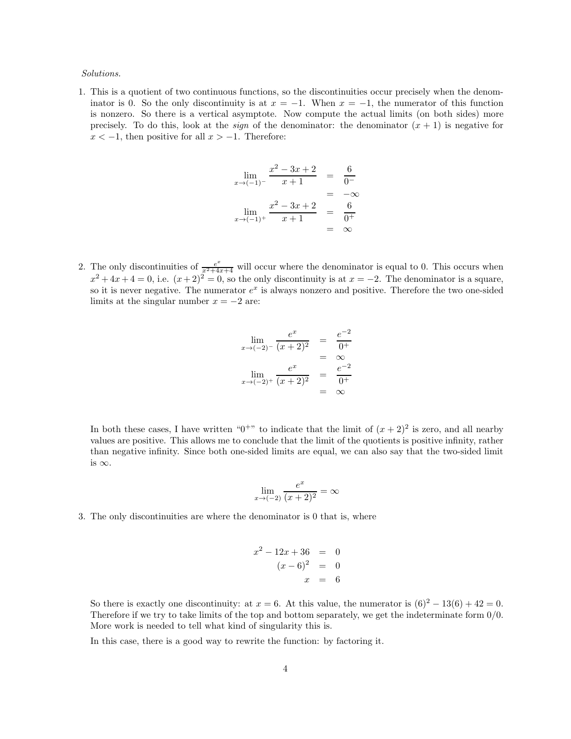*Solutions.*

1. This is a quotient of two continuous functions, so the discontinuities occur precisely when the denominator is 0. So the only discontinuity is at $x = -1$. When $x = -1$, the numerator of this function is nonzero. So there is a vertical asymptote. Now compute the actual limits (on both sides) more precisely. To do this, look at the *sign* of the denominator: the denominator $(x+1)$ is negative for $x < -1$, then positive for all $x > -1$. Therefore:

$$\begin{aligned}
\lim_{x\to(-1)^-} \frac{x^2-3x+2}{x+1} &= \frac{6}{0^-} \\
&= -\infty \\
\lim_{x\to(-1)^+} \frac{x^2-3x+2}{x+1} &= \frac{6}{0^+} \\
&= \infty
\end{aligned}$$

2. The only discontinuities of $\frac{e^x}{x^2+4x+4}$ will occur where the denominator is equal to 0. This occurs when $x^2+4x+4 = 0$, i.e. $(x+2)^2 = 0$, so the only discontinuity is at $x = -2$. The denominator is a square, so it is never negative. The numerator $e^x$ is always nonzero and positive. Therefore the two one-sided limits at the singular number $x = -2$ are:

$$\begin{aligned}
\lim_{x\to(-2)^-} \frac{e^x}{(x+2)^2} &= \frac{e^{-2}}{0^+} \\
&= \infty \\
\lim_{x\to(-2)^+} \frac{e^x}{(x+2)^2} &= \frac{e^{-2}}{0^+} \\
&= \infty
\end{aligned}$$

   In both these cases, I have written "$0^+$" to indicate that the limit of $(x+2)^2$ is zero, and all nearby values are positive. This allows me to conclude that the limit of the quotients is positive infinity, rather than negative infinity. Since both one-sided limits are equal, we can also say that the two-sided limit is $\infty$.

$$\lim_{x\to(-2)} \frac{e^x}{(x+2)^2} = \infty$$

3. The only discontinuities are where the denominator is 0 that is, where

$$\begin{aligned}
x^2 - 12x + 36 &= 0 \\
(x-6)^2 &= 0 \\
x &= 6
\end{aligned}$$

   So there is exactly one discontinuity: at $x = 6$. At this value, the numerator is $(6)^2 - 13(6) + 42 = 0$. Therefore if we try to take limits of the top and bottom separately, we get the indeterminate form $0/0$. More work is needed to tell what kind of singularity this is.

   In this case, there is a good way to rewrite the function: by factoring it.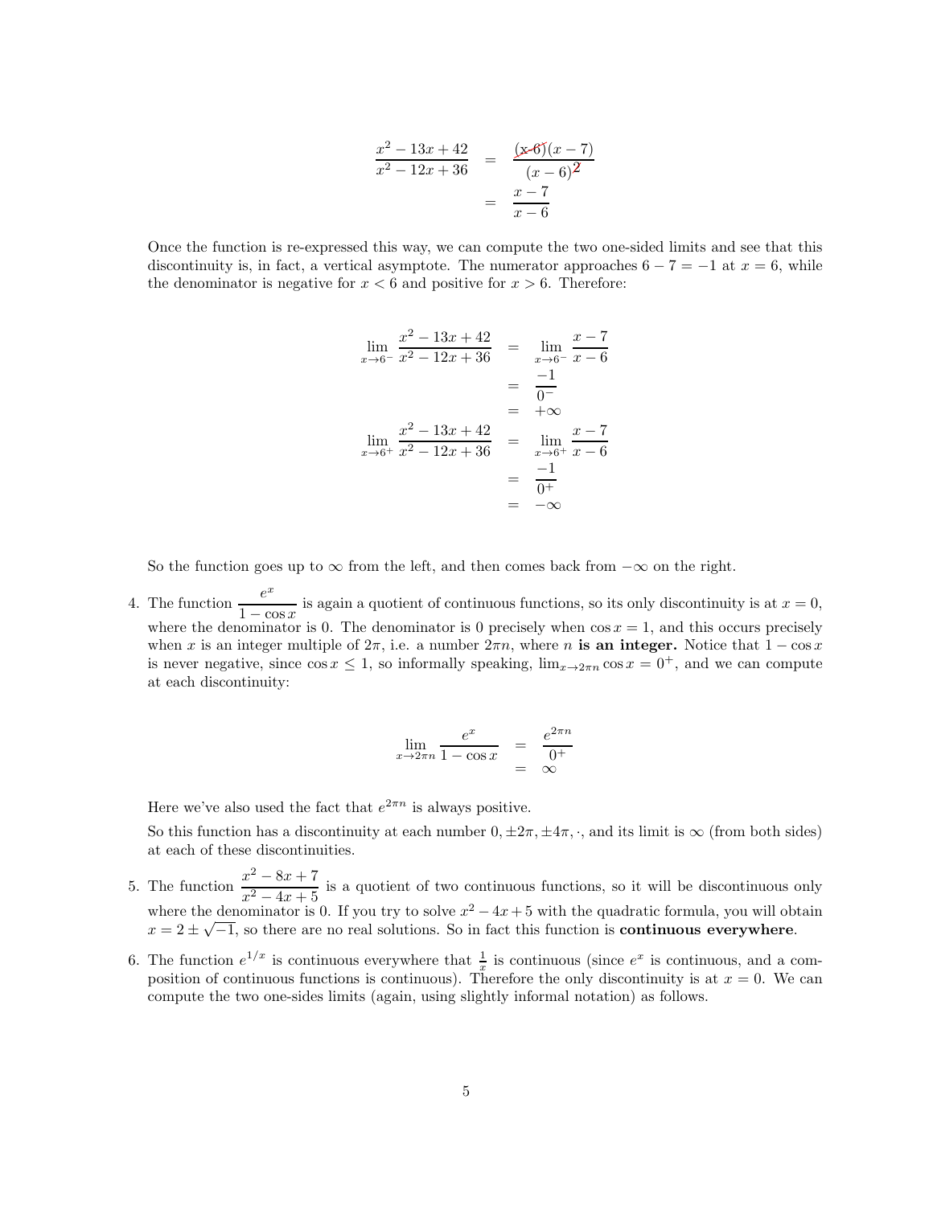$$
\begin{aligned}
\frac{x^2 - 13x + 42}{x^2 - 12x + 36} &= \frac{(x-6)(x-7)}{(x-6)^2} \\
&= \frac{x-7}{x-6}
\end{aligned}
$$

Once the function is re-expressed this way, we can compute the two one-sided limits and see that this discontinuity is, in fact, a vertical asymptote. The numerator approaches $6 - 7 = -1$ at $x = 6$, while the denominator is negative for $x < 6$ and positive for $x > 6$. Therefore:

$$
\begin{aligned}
\lim_{x \to 6^-} \frac{x^2 - 13x + 42}{x^2 - 12x + 36} &= \lim_{x \to 6^-} \frac{x-7}{x-6} \\
&= \frac{-1}{0^-} \\
&= +\infty \\
\lim_{x \to 6^+} \frac{x^2 - 13x + 42}{x^2 - 12x + 36} &= \lim_{x \to 6^+} \frac{x-7}{x-6} \\
&= \frac{-1}{0^+} \\
&= -\infty
\end{aligned}
$$

So the function goes up to $\infty$ from the left, and then comes back from $-\infty$ on the right.

4. The function $\dfrac{e^x}{1 - \cos x}$ is again a quotient of continuous functions, so its only discontinuity is at $x = 0$, where the denominator is 0. The denominator is 0 precisely when $\cos x = 1$, and this occurs precisely when $x$ is an integer multiple of $2\pi$, i.e. a number $2\pi n$, where $n$ **is an integer.** Notice that $1 - \cos x$ is never negative, since $\cos x \leq 1$, so informally speaking, $\lim_{x \to 2\pi n} \cos x = 0^+$, and we can compute at each discontinuity:

$$
\begin{aligned}
\lim_{x \to 2\pi n} \frac{e^x}{1 - \cos x} &= \frac{e^{2\pi n}}{0^+} \\
&= \infty
\end{aligned}
$$

Here we've also used the fact that $e^{2\pi n}$ is always positive.

So this function has a discontinuity at each number $0, \pm 2\pi, \pm 4\pi, \cdot$, and its limit is $\infty$ (from both sides) at each of these discontinuities.

5. The function $\dfrac{x^2 - 8x + 7}{x^2 - 4x + 5}$ is a quotient of two continuous functions, so it will be discontinuous only where the denominator is 0. If you try to solve $x^2 - 4x + 5$ with the quadratic formula, you will obtain $x = 2 \pm \sqrt{-1}$, so there are no real solutions. So in fact this function is **continuous everywhere**.

6. The function $e^{1/x}$ is continuous everywhere that $\frac{1}{x}$ is continuous (since $e^x$ is continuous, and a composition of continuous functions is continuous). Therefore the only discontinuity is at $x = 0$. We can compute the two one-sides limits (again, using slightly informal notation) as follows.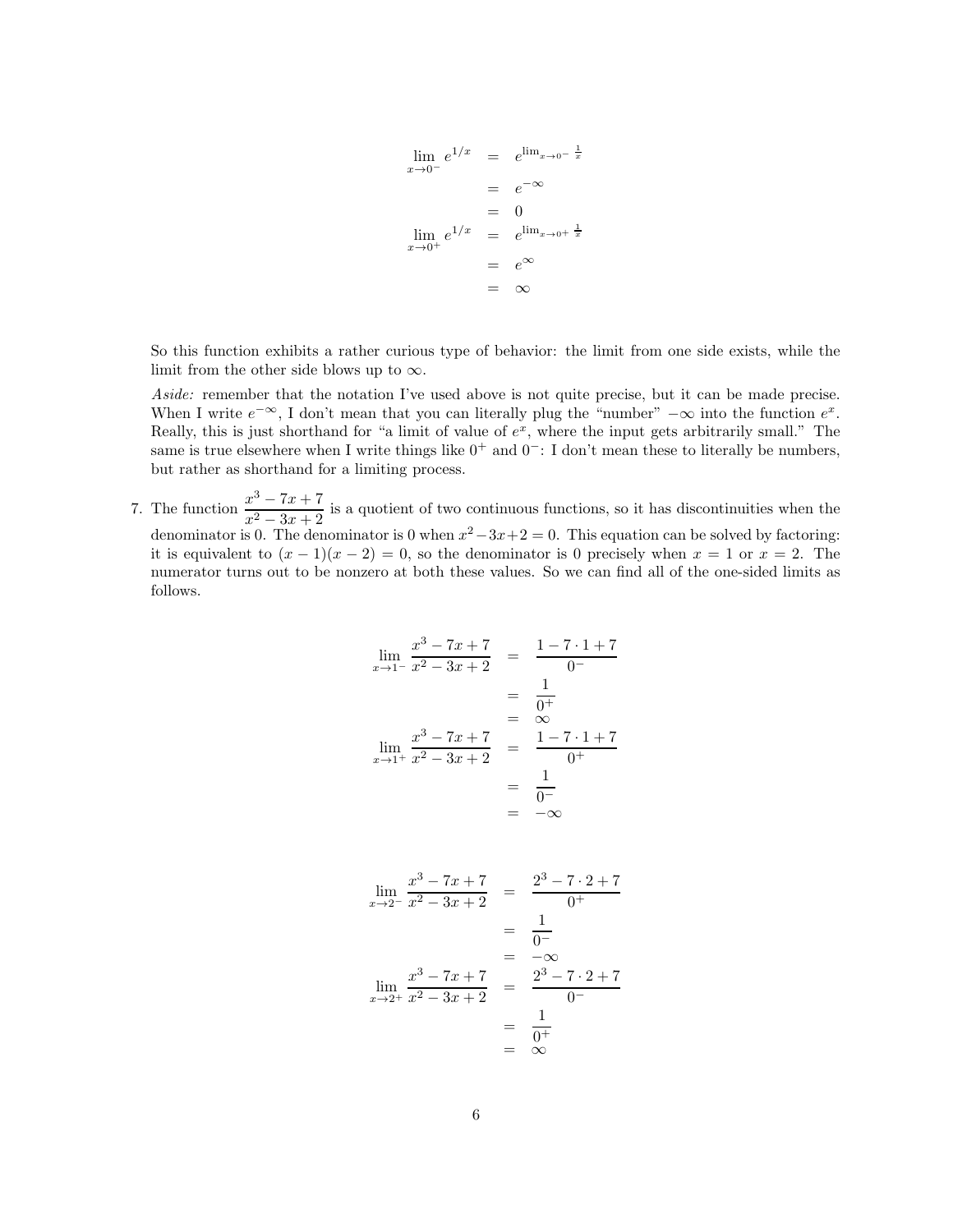$$
\begin{aligned}
\lim_{x\to 0^-} e^{1/x} &= e^{\lim_{x\to 0^-} \frac{1}{x}} \\
&= e^{-\infty} \\
&= 0 \\
\lim_{x\to 0^+} e^{1/x} &= e^{\lim_{x\to 0^+} \frac{1}{x}} \\
&= e^{\infty} \\
&= \infty
\end{aligned}
$$

So this function exhibits a rather curious type of behavior: the limit from one side exists, while the limit from the other side blows up to $\infty$.

*Aside:* remember that the notation I've used above is not quite precise, but it can be made precise. When I write $e^{-\infty}$, I don't mean that you can literally plug the "number" $-\infty$ into the function $e^x$. Really, this is just shorthand for "a limit of value of $e^x$, where the input gets arbitrarily small." The same is true elsewhere when I write things like $0^+$ and $0^-$: I don't mean these to literally be numbers, but rather as shorthand for a limiting process.

7. The function $\dfrac{x^3 - 7x + 7}{x^2 - 3x + 2}$ is a quotient of two continuous functions, so it has discontinuities when the denominator is 0. The denominator is 0 when $x^2 - 3x + 2 = 0$. This equation can be solved by factoring: it is equivalent to $(x-1)(x-2) = 0$, so the denominator is 0 precisely when $x = 1$ or $x = 2$. The numerator turns out to be nonzero at both these values. So we can find all of the one-sided limits as follows.

$$
\begin{aligned}
\lim_{x\to 1^-} \frac{x^3 - 7x + 7}{x^2 - 3x + 2} &= \frac{1 - 7\cdot 1 + 7}{0^-} \\
&= \frac{1}{0^+} \\
&= \infty \\
\lim_{x\to 1^+} \frac{x^3 - 7x + 7}{x^2 - 3x + 2} &= \frac{1 - 7\cdot 1 + 7}{0^+} \\
&= \frac{1}{0^-} \\
&= -\infty
\end{aligned}
$$

$$
\begin{aligned}
\lim_{x\to 2^-} \frac{x^3 - 7x + 7}{x^2 - 3x + 2} &= \frac{2^3 - 7\cdot 2 + 7}{0^+} \\
&= \frac{1}{0^-} \\
&= -\infty \\
\lim_{x\to 2^+} \frac{x^3 - 7x + 7}{x^2 - 3x + 2} &= \frac{2^3 - 7\cdot 2 + 7}{0^-} \\
&= \frac{1}{0^+} \\
&= \infty
\end{aligned}
$$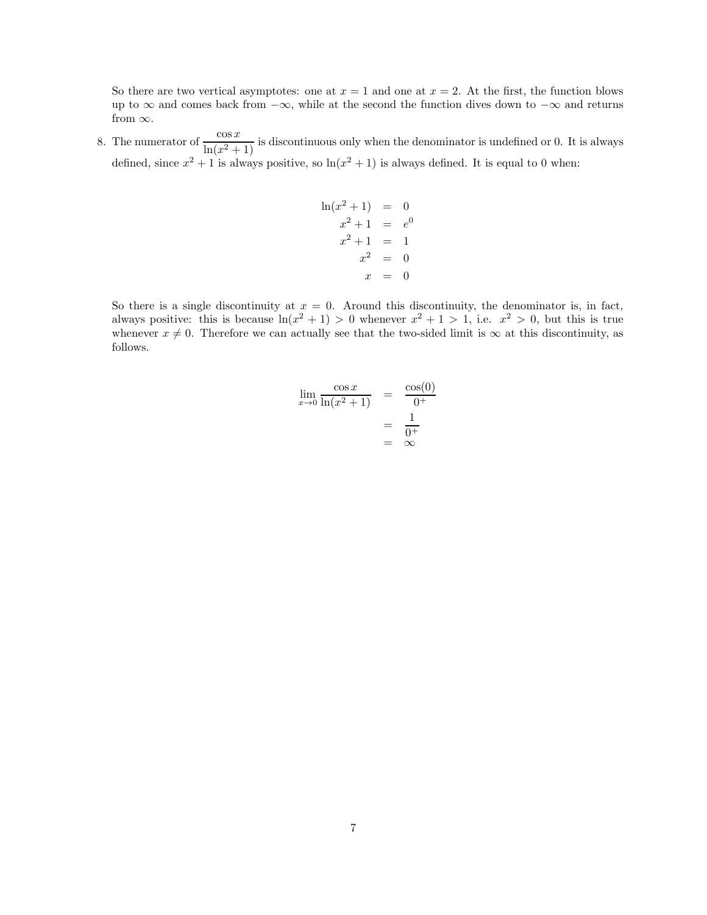So there are two vertical asymptotes: one at $x = 1$ and one at $x = 2$. At the first, the function blows up to $\infty$ and comes back from $-\infty$, while at the second the function dives down to $-\infty$ and returns from $\infty$.

8. The numerator of $\dfrac{\cos x}{\ln(x^2+1)}$ is discontinuous only when the denominator is undefined or 0. It is always defined, since $x^2 + 1$ is always positive, so $\ln(x^2 + 1)$ is always defined. It is equal to 0 when:

$$\begin{aligned} \ln(x^2+1) &= 0 \\ x^2+1 &= e^0 \\ x^2+1 &= 1 \\ x^2 &= 0 \\ x &= 0 \end{aligned}$$

So there is a single discontinuity at $x = 0$. Around this discontinuity, the denominator is, in fact, always positive: this is because $\ln(x^2 + 1) > 0$ whenever $x^2 + 1 > 1$, i.e. $x^2 > 0$, but this is true whenever $x \neq 0$. Therefore we can actually see that the two-sided limit is $\infty$ at this discontinuity, as follows.

$$\begin{aligned} \lim_{x \to 0} \frac{\cos x}{\ln(x^2+1)} &= \frac{\cos(0)}{0^+} \\ &= \frac{1}{0^+} \\ &= \infty \end{aligned}$$